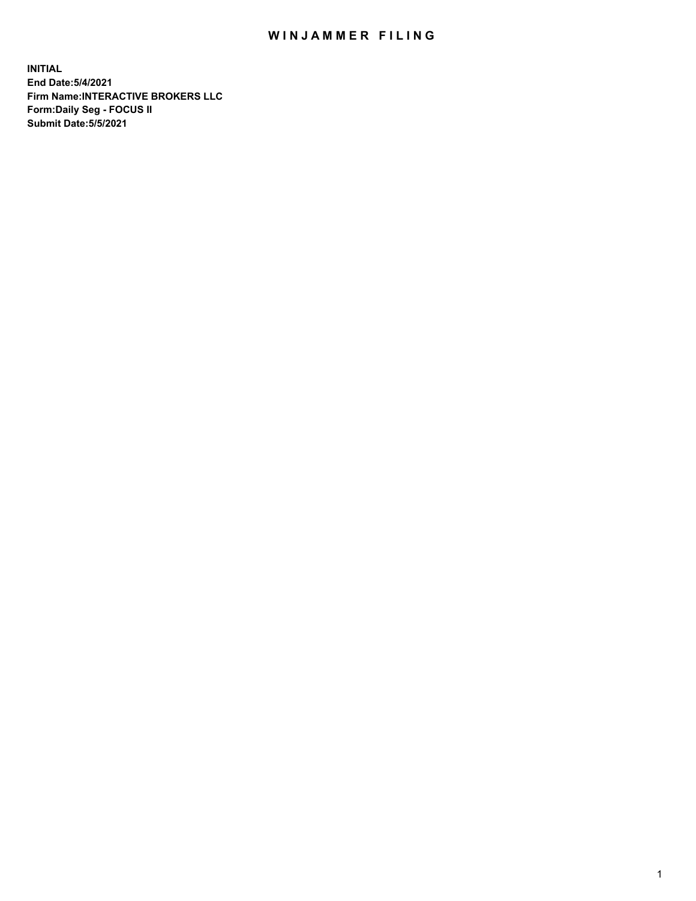# WINJAMMER FILING

**INITIAL**
**End Date:5/4/2021**
**Firm Name:INTERACTIVE BROKERS LLC**
**Form:Daily Seg - FOCUS II**
**Submit Date:5/5/2021**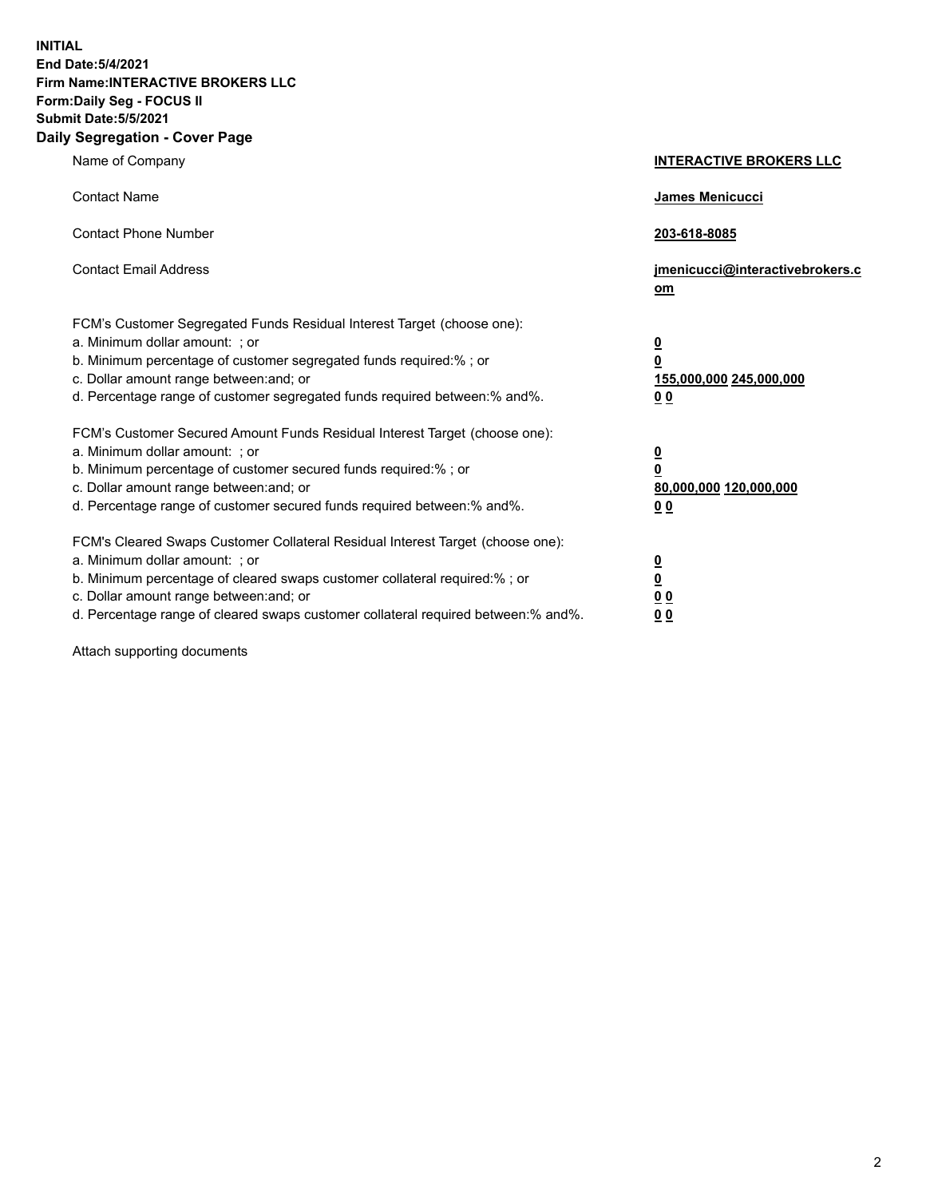**INITIAL**
**End Date:5/4/2021**
**Firm Name:INTERACTIVE BROKERS LLC**
**Form:Daily Seg - FOCUS II**
**Submit Date:5/5/2021**

## Daily Segregation - Cover Page

| | |
|---|---|
| Name of Company | **INTERACTIVE BROKERS LLC** |
| Contact Name | **James Menicucci** |
| Contact Phone Number | **203-618-8085** |
| Contact Email Address | **jmenicucci@interactivebrokers.com** |

FCM's Customer Segregated Funds Residual Interest Target (choose one):

| | |
|---|---|
| a. Minimum dollar amount: ; or | **0** |
| b. Minimum percentage of customer segregated funds required:% ; or | **0** |
| c. Dollar amount range between:and; or | **155,000,000 245,000,000** |
| d. Percentage range of customer segregated funds required between:% and%. | **0 0** |

FCM's Customer Secured Amount Funds Residual Interest Target (choose one):

| | |
|---|---|
| a. Minimum dollar amount: ; or | **0** |
| b. Minimum percentage of customer secured funds required:% ; or | **0** |
| c. Dollar amount range between:and; or | **80,000,000 120,000,000** |
| d. Percentage range of customer secured funds required between:% and%. | **0 0** |

FCM's Cleared Swaps Customer Collateral Residual Interest Target (choose one):

| | |
|---|---|
| a. Minimum dollar amount: ; or | **0** |
| b. Minimum percentage of cleared swaps customer collateral required:% ; or | **0** |
| c. Dollar amount range between:and; or | **0 0** |
| d. Percentage range of cleared swaps customer collateral required between:% and%. | **0 0** |

Attach supporting documents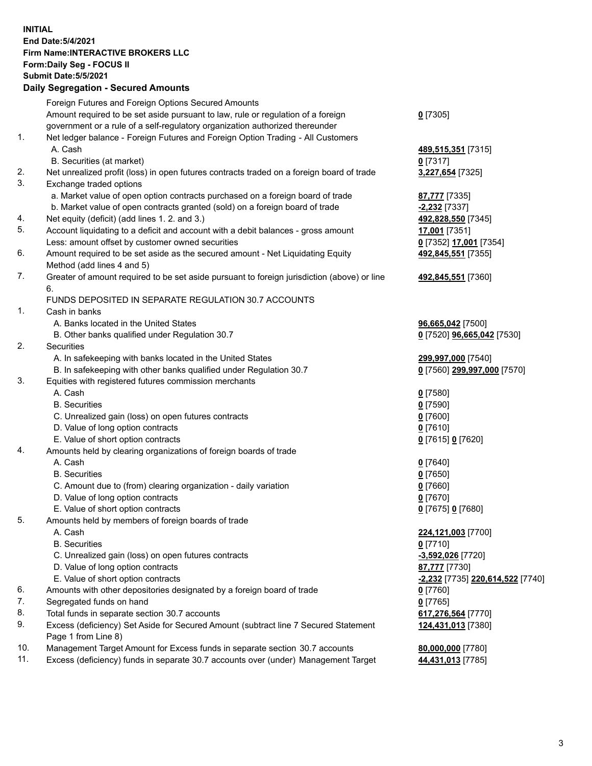**INITIAL**
**End Date:5/4/2021**
**Firm Name:INTERACTIVE BROKERS LLC**
**Form:Daily Seg - FOCUS II**
**Submit Date:5/5/2021**

**Daily Segregation - Secured Amounts**

| | | |
|---|---|---|
| | Foreign Futures and Foreign Options Secured Amounts | |
| | Amount required to be set aside pursuant to law, rule or regulation of a foreign government or a rule of a self-regulatory organization authorized thereunder | **0** [7305] |
| 1. | Net ledger balance - Foreign Futures and Foreign Option Trading - All Customers | |
| | A. Cash | **489,515,351** [7315] |
| | B. Securities (at market) | **0** [7317] |
| 2. | Net unrealized profit (loss) in open futures contracts traded on a foreign board of trade | **3,227,654** [7325] |
| 3. | Exchange traded options | |
| | a. Market value of open option contracts purchased on a foreign board of trade | **87,777** [7335] |
| | b. Market value of open contracts granted (sold) on a foreign board of trade | **-2,232** [7337] |
| 4. | Net equity (deficit) (add lines 1. 2. and 3.) | **492,828,550** [7345] |
| 5. | Account liquidating to a deficit and account with a debit balances - gross amount | **17,001** [7351] |
| | Less: amount offset by customer owned securities | **0** [7352] **17,001** [7354] |
| 6. | Amount required to be set aside as the secured amount - Net Liquidating Equity Method (add lines 4 and 5) | **492,845,551** [7355] |
| 7. | Greater of amount required to be set aside pursuant to foreign jurisdiction (above) or line 6. | **492,845,551** [7360] |
| | FUNDS DEPOSITED IN SEPARATE REGULATION 30.7 ACCOUNTS | |
| 1. | Cash in banks | |
| | A. Banks located in the United States | **96,665,042** [7500] |
| | B. Other banks qualified under Regulation 30.7 | **0** [7520] **96,665,042** [7530] |
| 2. | Securities | |
| | A. In safekeeping with banks located in the United States | **299,997,000** [7540] |
| | B. In safekeeping with other banks qualified under Regulation 30.7 | **0** [7560] **299,997,000** [7570] |
| 3. | Equities with registered futures commission merchants | |
| | A. Cash | **0** [7580] |
| | B. Securities | **0** [7590] |
| | C. Unrealized gain (loss) on open futures contracts | **0** [7600] |
| | D. Value of long option contracts | **0** [7610] |
| | E. Value of short option contracts | **0** [7615] **0** [7620] |
| 4. | Amounts held by clearing organizations of foreign boards of trade | |
| | A. Cash | **0** [7640] |
| | B. Securities | **0** [7650] |
| | C. Amount due to (from) clearing organization - daily variation | **0** [7660] |
| | D. Value of long option contracts | **0** [7670] |
| | E. Value of short option contracts | **0** [7675] **0** [7680] |
| 5. | Amounts held by members of foreign boards of trade | |
| | A. Cash | **224,121,003** [7700] |
| | B. Securities | **0** [7710] |
| | C. Unrealized gain (loss) on open futures contracts | **-3,592,026** [7720] |
| | D. Value of long option contracts | **87,777** [7730] |
| | E. Value of short option contracts | **-2,232** [7735] **220,614,522** [7740] |
| 6. | Amounts with other depositories designated by a foreign board of trade | **0** [7760] |
| 7. | Segregated funds on hand | **0** [7765] |
| 8. | Total funds in separate section 30.7 accounts | **617,276,564** [7770] |
| 9. | Excess (deficiency) Set Aside for Secured Amount (subtract line 7 Secured Statement Page 1 from Line 8) | **124,431,013** [7380] |
| 10. | Management Target Amount for Excess funds in separate section 30.7 accounts | **80,000,000** [7780] |
| 11. | Excess (deficiency) funds in separate 30.7 accounts over (under) Management Target | **44,431,013** [7785] |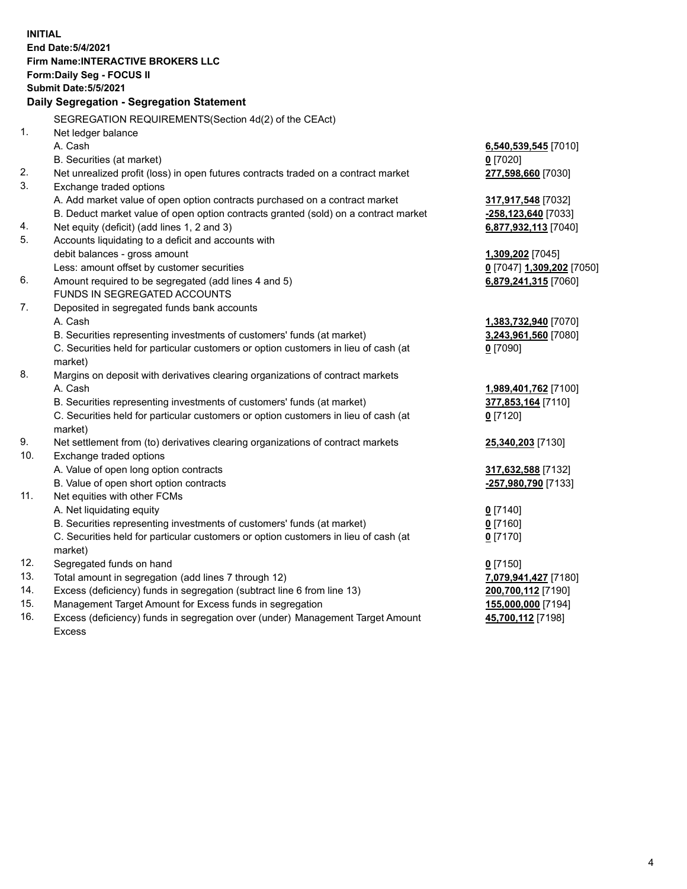**INITIAL**
**End Date:5/4/2021**
**Firm Name:INTERACTIVE BROKERS LLC**
**Form:Daily Seg - FOCUS II**
**Submit Date:5/5/2021**

## Daily Segregation - Segregation Statement

SEGREGATION REQUIREMENTS(Section 4d(2) of the CEAct)

| | | |
|---|---|---|
| 1. | Net ledger balance | |
| | A. Cash | 6,540,539,545 [7010] |
| | B. Securities (at market) | 0 [7020] |
| 2. | Net unrealized profit (loss) in open futures contracts traded on a contract market | 277,598,660 [7030] |
| 3. | Exchange traded options | |
| | A. Add market value of open option contracts purchased on a contract market | 317,917,548 [7032] |
| | B. Deduct market value of open option contracts granted (sold) on a contract market | -258,123,640 [7033] |
| 4. | Net equity (deficit) (add lines 1, 2 and 3) | 6,877,932,113 [7040] |
| 5. | Accounts liquidating to a deficit and accounts with debit balances - gross amount | 1,309,202 [7045] |
| | Less: amount offset by customer securities | 0 [7047] 1,309,202 [7050] |
| 6. | Amount required to be segregated (add lines 4 and 5) | 6,879,241,315 [7060] |
| | FUNDS IN SEGREGATED ACCOUNTS | |
| 7. | Deposited in segregated funds bank accounts | |
| | A. Cash | 1,383,732,940 [7070] |
| | B. Securities representing investments of customers' funds (at market) | 3,243,961,560 [7080] |
| | C. Securities held for particular customers or option customers in lieu of cash (at market) | 0 [7090] |
| 8. | Margins on deposit with derivatives clearing organizations of contract markets | |
| | A. Cash | 1,989,401,762 [7100] |
| | B. Securities representing investments of customers' funds (at market) | 377,853,164 [7110] |
| | C. Securities held for particular customers or option customers in lieu of cash (at market) | 0 [7120] |
| 9. | Net settlement from (to) derivatives clearing organizations of contract markets | 25,340,203 [7130] |
| 10. | Exchange traded options | |
| | A. Value of open long option contracts | 317,632,588 [7132] |
| | B. Value of open short option contracts | -257,980,790 [7133] |
| 11. | Net equities with other FCMs | |
| | A. Net liquidating equity | 0 [7140] |
| | B. Securities representing investments of customers' funds (at market) | 0 [7160] |
| | C. Securities held for particular customers or option customers in lieu of cash (at market) | 0 [7170] |
| 12. | Segregated funds on hand | 0 [7150] |
| 13. | Total amount in segregation (add lines 7 through 12) | 7,079,941,427 [7180] |
| 14. | Excess (deficiency) funds in segregation (subtract line 6 from line 13) | 200,700,112 [7190] |
| 15. | Management Target Amount for Excess funds in segregation | 155,000,000 [7194] |
| 16. | Excess (deficiency) funds in segregation over (under) Management Target Amount Excess | 45,700,112 [7198] |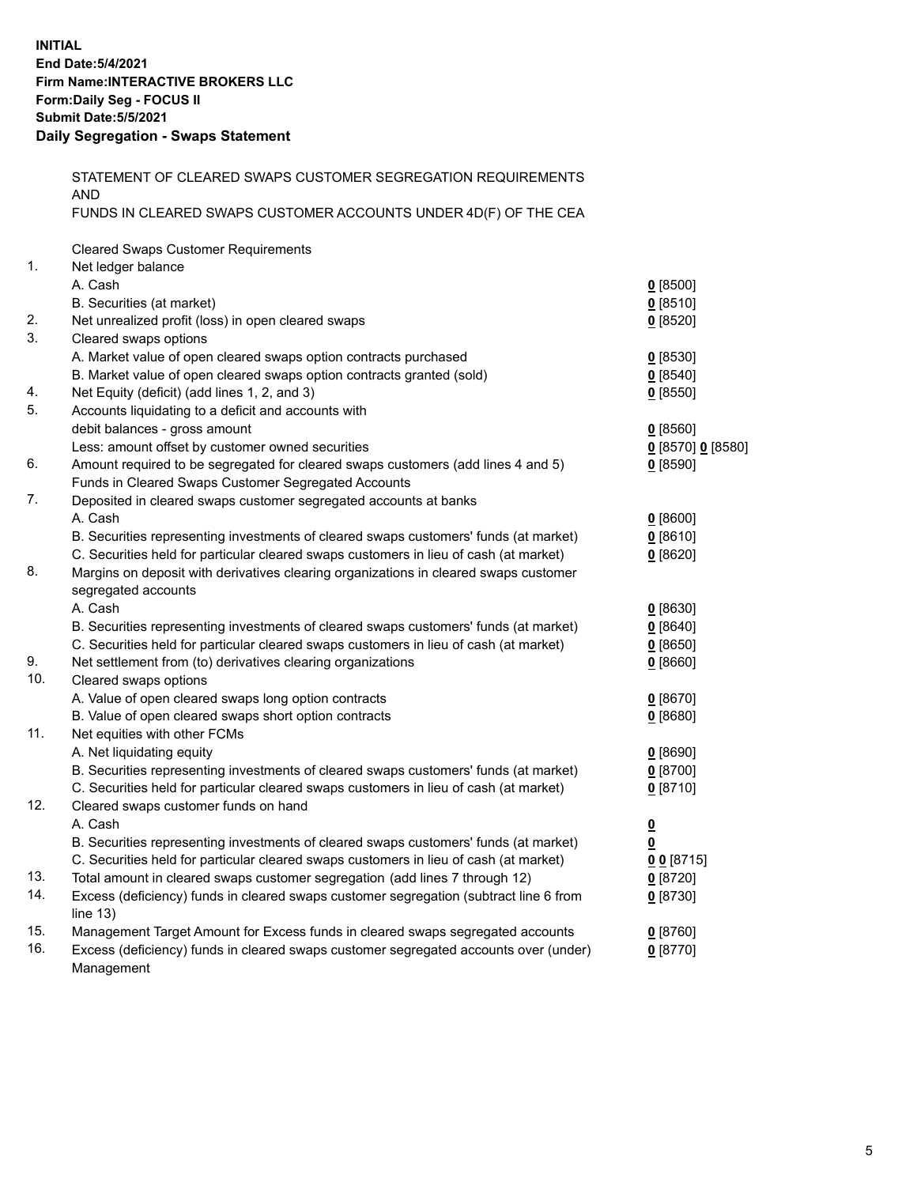**INITIAL**
**End Date:5/4/2021**
**Firm Name:INTERACTIVE BROKERS LLC**
**Form:Daily Seg - FOCUS II**
**Submit Date:5/5/2021**
**Daily Segregation - Swaps Statement**

STATEMENT OF CLEARED SWAPS CUSTOMER SEGREGATION REQUIREMENTS AND FUNDS IN CLEARED SWAPS CUSTOMER ACCOUNTS UNDER 4D(F) OF THE CEA

| | | |
|---|---|---|
| | Cleared Swaps Customer Requirements | |
| 1. | Net ledger balance | |
| | A. Cash | 0 [8500] |
| | B. Securities (at market) | 0 [8510] |
| 2. | Net unrealized profit (loss) in open cleared swaps | 0 [8520] |
| 3. | Cleared swaps options | |
| | A. Market value of open cleared swaps option contracts purchased | 0 [8530] |
| | B. Market value of open cleared swaps option contracts granted (sold) | 0 [8540] |
| 4. | Net Equity (deficit) (add lines 1, 2, and 3) | 0 [8550] |
| 5. | Accounts liquidating to a deficit and accounts with debit balances - gross amount | 0 [8560] |
| | Less: amount offset by customer owned securities | 0 [8570] 0 [8580] |
| 6. | Amount required to be segregated for cleared swaps customers (add lines 4 and 5) | 0 [8590] |
| | Funds in Cleared Swaps Customer Segregated Accounts | |
| 7. | Deposited in cleared swaps customer segregated accounts at banks | |
| | A. Cash | 0 [8600] |
| | B. Securities representing investments of cleared swaps customers' funds (at market) | 0 [8610] |
| | C. Securities held for particular cleared swaps customers in lieu of cash (at market) | 0 [8620] |
| 8. | Margins on deposit with derivatives clearing organizations in cleared swaps customer segregated accounts | |
| | A. Cash | 0 [8630] |
| | B. Securities representing investments of cleared swaps customers' funds (at market) | 0 [8640] |
| | C. Securities held for particular cleared swaps customers in lieu of cash (at market) | 0 [8650] |
| 9. | Net settlement from (to) derivatives clearing organizations | 0 [8660] |
| 10. | Cleared swaps options | |
| | A. Value of open cleared swaps long option contracts | 0 [8670] |
| | B. Value of open cleared swaps short option contracts | 0 [8680] |
| 11. | Net equities with other FCMs | |
| | A. Net liquidating equity | 0 [8690] |
| | B. Securities representing investments of cleared swaps customers' funds (at market) | 0 [8700] |
| | C. Securities held for particular cleared swaps customers in lieu of cash (at market) | 0 [8710] |
| 12. | Cleared swaps customer funds on hand | |
| | A. Cash | 0 |
| | B. Securities representing investments of cleared swaps customers' funds (at market) | 0 |
| | C. Securities held for particular cleared swaps customers in lieu of cash (at market) | 0 0 [8715] |
| 13. | Total amount in cleared swaps customer segregation (add lines 7 through 12) | 0 [8720] |
| 14. | Excess (deficiency) funds in cleared swaps customer segregation (subtract line 6 from line 13) | 0 [8730] |
| 15. | Management Target Amount for Excess funds in cleared swaps segregated accounts | 0 [8760] |
| 16. | Excess (deficiency) funds in cleared swaps customer segregated accounts over (under) Management | 0 [8770] |